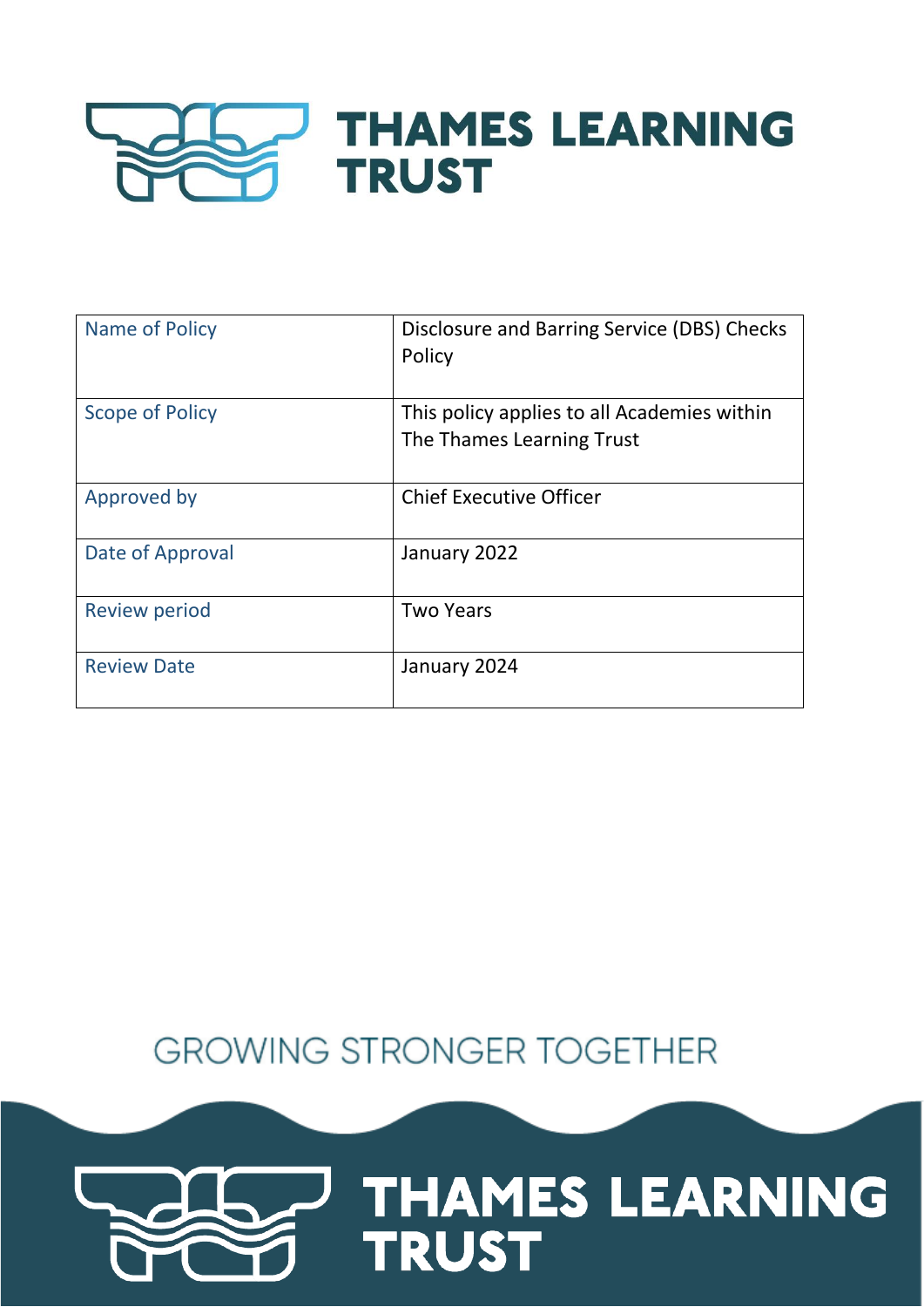# THAMES LEARNING TRUST

| Name of Policy | Disclosure and Barring Service (DBS) Checks Policy |
|---|---|
| Scope of Policy | This policy applies to all Academies within The Thames Learning Trust |
| Approved by | Chief Executive Officer |
| Date of Approval | January 2022 |
| Review period | Two Years |
| Review Date | January 2024 |

GROWING STRONGER TOGETHER

THAMES LEARNING TRUST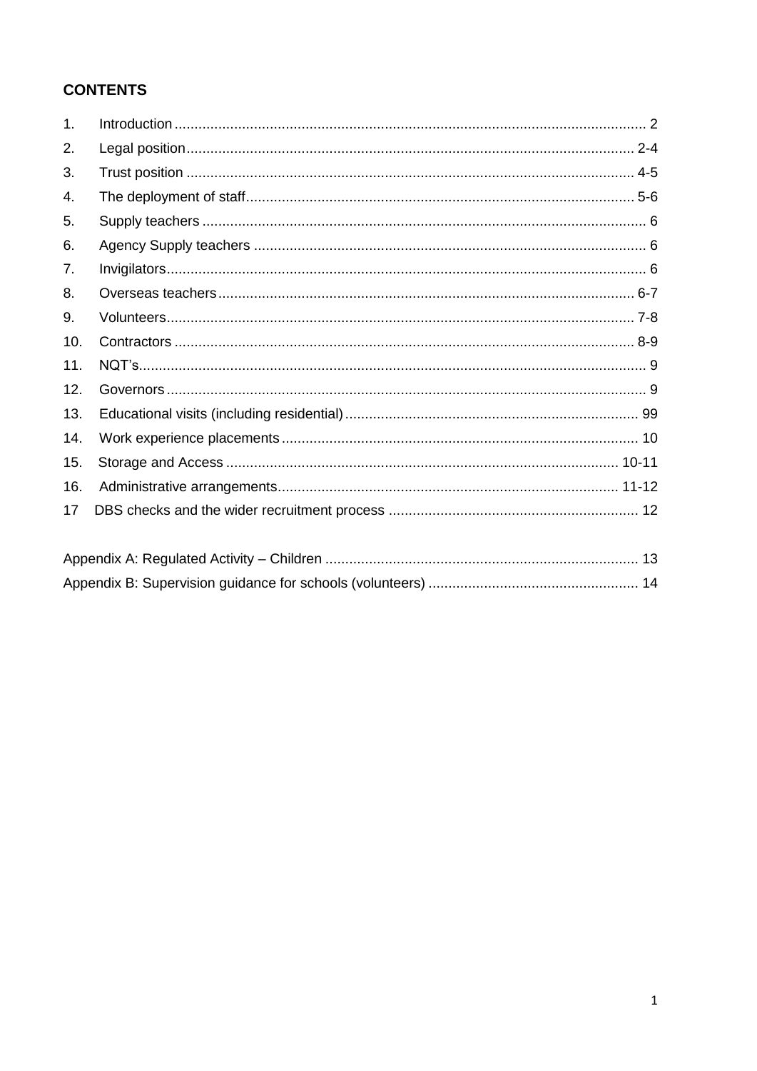## CONTENTS

| | | |
|---|---|---|
| 1. | Introduction | 2 |
| 2. | Legal position | 2-4 |
| 3. | Trust position | 4-5 |
| 4. | The deployment of staff | 5-6 |
| 5. | Supply teachers | 6 |
| 6. | Agency Supply teachers | 6 |
| 7. | Invigilators | 6 |
| 8. | Overseas teachers | 6-7 |
| 9. | Volunteers | 7-8 |
| 10. | Contractors | 8-9 |
| 11. | NQT's | 9 |
| 12. | Governors | 9 |
| 13. | Educational visits (including residential) | 99 |
| 14. | Work experience placements | 10 |
| 15. | Storage and Access | 10-11 |
| 16. | Administrative arrangements | 11-12 |
| 17 | DBS checks and the wider recruitment process | 12 |

| | |
|---|---|
| Appendix A: Regulated Activity – Children | 13 |
| Appendix B: Supervision guidance for schools (volunteers) | 14 |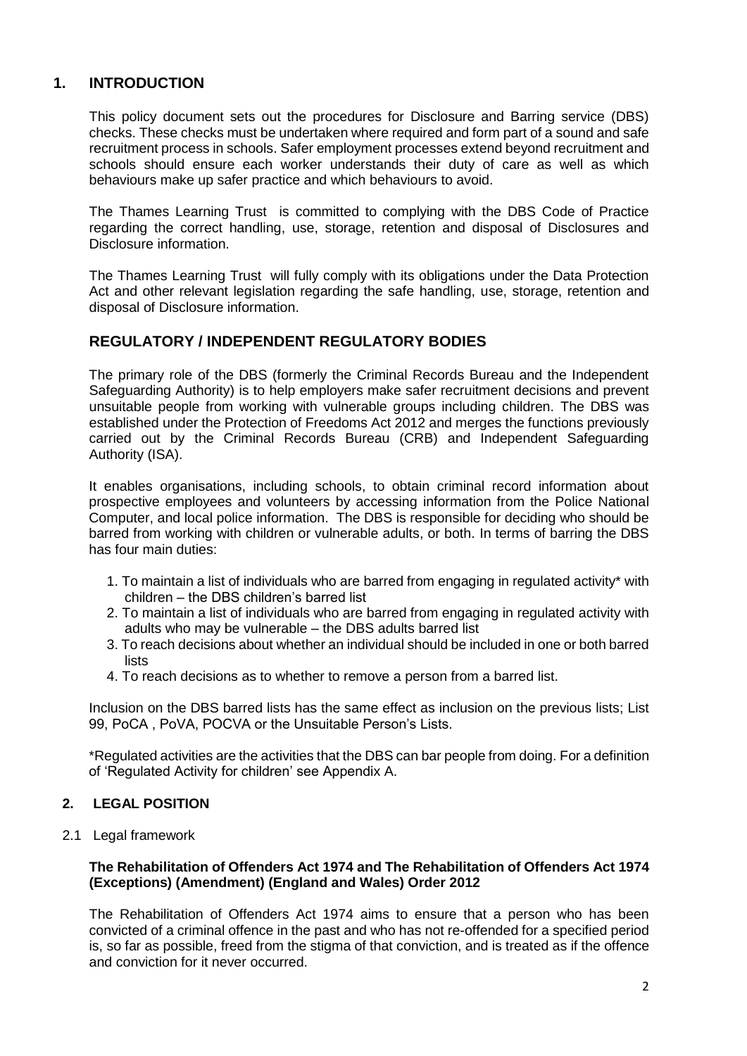## 1. INTRODUCTION

This policy document sets out the procedures for Disclosure and Barring service (DBS) checks. These checks must be undertaken where required and form part of a sound and safe recruitment process in schools. Safer employment processes extend beyond recruitment and schools should ensure each worker understands their duty of care as well as which behaviours make up safer practice and which behaviours to avoid.

The Thames Learning Trust is committed to complying with the DBS Code of Practice regarding the correct handling, use, storage, retention and disposal of Disclosures and Disclosure information.

The Thames Learning Trust will fully comply with its obligations under the Data Protection Act and other relevant legislation regarding the safe handling, use, storage, retention and disposal of Disclosure information.

### REGULATORY / INDEPENDENT REGULATORY BODIES

The primary role of the DBS (formerly the Criminal Records Bureau and the Independent Safeguarding Authority) is to help employers make safer recruitment decisions and prevent unsuitable people from working with vulnerable groups including children. The DBS was established under the Protection of Freedoms Act 2012 and merges the functions previously carried out by the Criminal Records Bureau (CRB) and Independent Safeguarding Authority (ISA).

It enables organisations, including schools, to obtain criminal record information about prospective employees and volunteers by accessing information from the Police National Computer, and local police information. The DBS is responsible for deciding who should be barred from working with children or vulnerable adults, or both. In terms of barring the DBS has four main duties:

1. To maintain a list of individuals who are barred from engaging in regulated activity* with children – the DBS children's barred list
2. To maintain a list of individuals who are barred from engaging in regulated activity with adults who may be vulnerable – the DBS adults barred list
3. To reach decisions about whether an individual should be included in one or both barred lists
4. To reach decisions as to whether to remove a person from a barred list.

Inclusion on the DBS barred lists has the same effect as inclusion on the previous lists; List 99, PoCA , PoVA, POCVA or the Unsuitable Person's Lists.

*Regulated activities are the activities that the DBS can bar people from doing. For a definition of 'Regulated Activity for children' see Appendix A.

## 2. LEGAL POSITION

2.1 Legal framework

**The Rehabilitation of Offenders Act 1974 and The Rehabilitation of Offenders Act 1974 (Exceptions) (Amendment) (England and Wales) Order 2012**

The Rehabilitation of Offenders Act 1974 aims to ensure that a person who has been convicted of a criminal offence in the past and who has not re-offended for a specified period is, so far as possible, freed from the stigma of that conviction, and is treated as if the offence and conviction for it never occurred.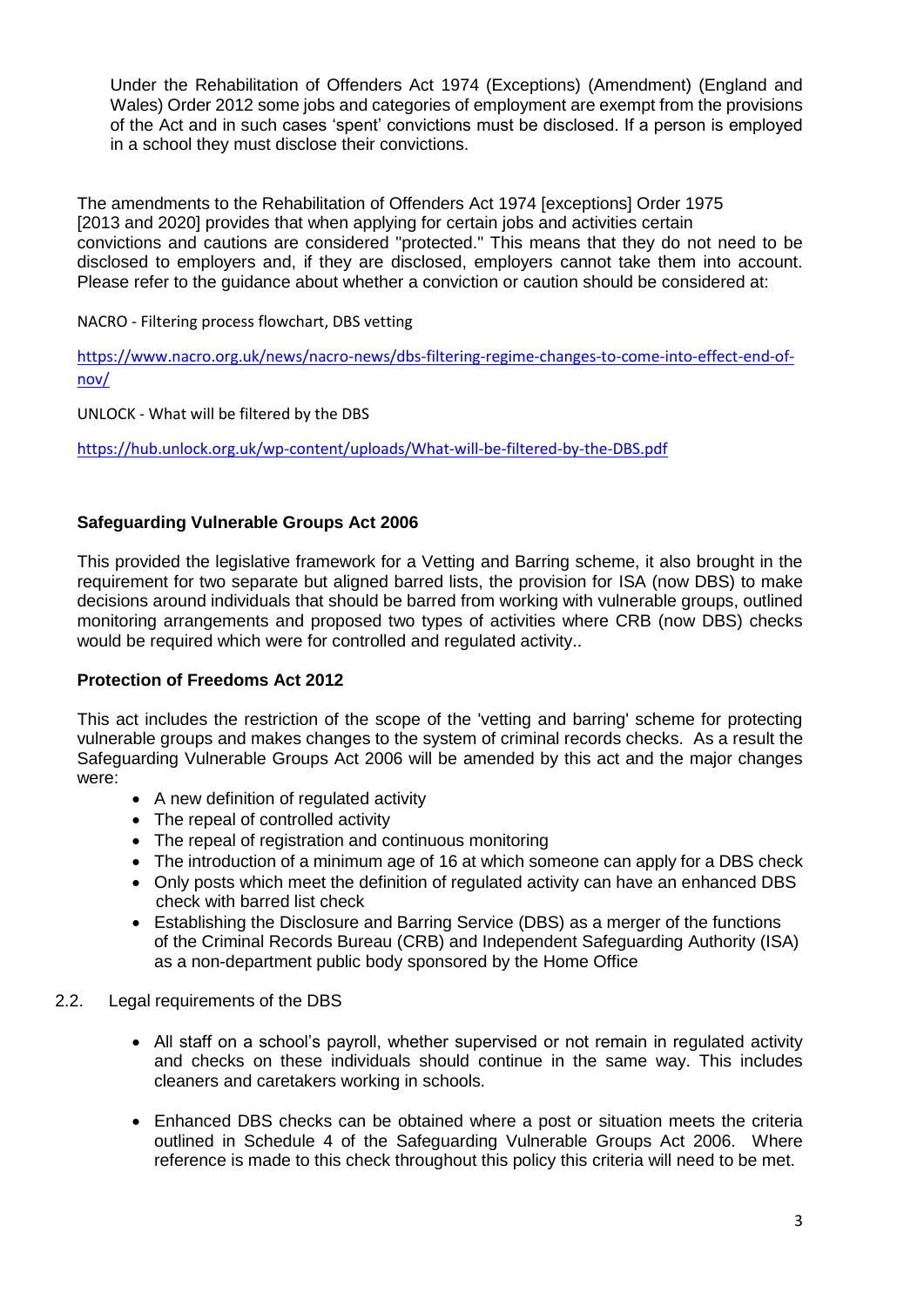Under the Rehabilitation of Offenders Act 1974 (Exceptions) (Amendment) (England and Wales) Order 2012 some jobs and categories of employment are exempt from the provisions of the Act and in such cases 'spent' convictions must be disclosed. If a person is employed in a school they must disclose their convictions.

The amendments to the Rehabilitation of Offenders Act 1974 [exceptions] Order 1975 [2013 and 2020] provides that when applying for certain jobs and activities certain convictions and cautions are considered "protected." This means that they do not need to be disclosed to employers and, if they are disclosed, employers cannot take them into account. Please refer to the guidance about whether a conviction or caution should be considered at:

NACRO - Filtering process flowchart, DBS vetting

https://www.nacro.org.uk/news/nacro-news/dbs-filtering-regime-changes-to-come-into-effect-end-of-nov/

UNLOCK - What will be filtered by the DBS

https://hub.unlock.org.uk/wp-content/uploads/What-will-be-filtered-by-the-DBS.pdf

**Safeguarding Vulnerable Groups Act 2006**

This provided the legislative framework for a Vetting and Barring scheme, it also brought in the requirement for two separate but aligned barred lists, the provision for ISA (now DBS) to make decisions around individuals that should be barred from working with vulnerable groups, outlined monitoring arrangements and proposed two types of activities where CRB (now DBS) checks would be required which were for controlled and regulated activity..

**Protection of Freedoms Act 2012**

This act includes the restriction of the scope of the 'vetting and barring' scheme for protecting vulnerable groups and makes changes to the system of criminal records checks. As a result the Safeguarding Vulnerable Groups Act 2006 will be amended by this act and the major changes were:

- A new definition of regulated activity
- The repeal of controlled activity
- The repeal of registration and continuous monitoring
- The introduction of a minimum age of 16 at which someone can apply for a DBS check
- Only posts which meet the definition of regulated activity can have an enhanced DBS check with barred list check
- Establishing the Disclosure and Barring Service (DBS) as a merger of the functions of the Criminal Records Bureau (CRB) and Independent Safeguarding Authority (ISA) as a non-department public body sponsored by the Home Office

2.2. Legal requirements of the DBS

- All staff on a school's payroll, whether supervised or not remain in regulated activity and checks on these individuals should continue in the same way. This includes cleaners and caretakers working in schools.
- Enhanced DBS checks can be obtained where a post or situation meets the criteria outlined in Schedule 4 of the Safeguarding Vulnerable Groups Act 2006. Where reference is made to this check throughout this policy this criteria will need to be met.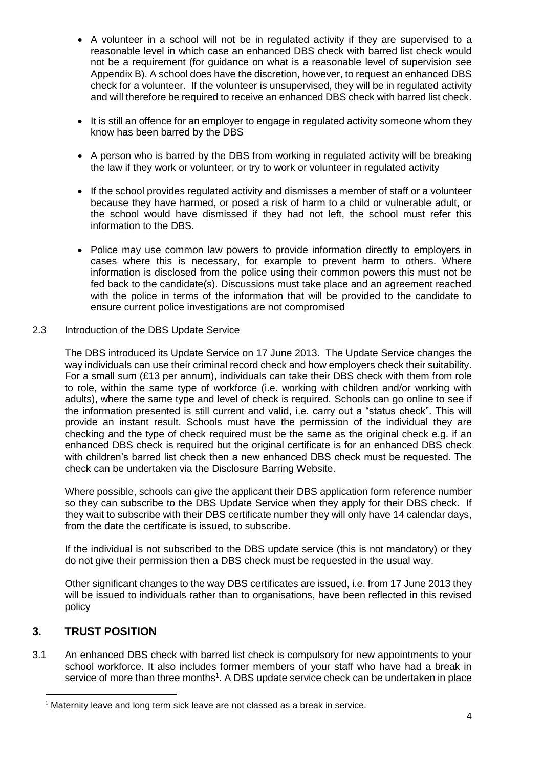- A volunteer in a school will not be in regulated activity if they are supervised to a reasonable level in which case an enhanced DBS check with barred list check would not be a requirement (for guidance on what is a reasonable level of supervision see Appendix B). A school does have the discretion, however, to request an enhanced DBS check for a volunteer. If the volunteer is unsupervised, they will be in regulated activity and will therefore be required to receive an enhanced DBS check with barred list check.

- It is still an offence for an employer to engage in regulated activity someone whom they know has been barred by the DBS

- A person who is barred by the DBS from working in regulated activity will be breaking the law if they work or volunteer, or try to work or volunteer in regulated activity

- If the school provides regulated activity and dismisses a member of staff or a volunteer because they have harmed, or posed a risk of harm to a child or vulnerable adult, or the school would have dismissed if they had not left, the school must refer this information to the DBS.

- Police may use common law powers to provide information directly to employers in cases where this is necessary, for example to prevent harm to others. Where information is disclosed from the police using their common powers this must not be fed back to the candidate(s). Discussions must take place and an agreement reached with the police in terms of the information that will be provided to the candidate to ensure current police investigations are not compromised

2.3 Introduction of the DBS Update Service

The DBS introduced its Update Service on 17 June 2013. The Update Service changes the way individuals can use their criminal record check and how employers check their suitability. For a small sum (£13 per annum), individuals can take their DBS check with them from role to role, within the same type of workforce (i.e. working with children and/or working with adults), where the same type and level of check is required. Schools can go online to see if the information presented is still current and valid, i.e. carry out a "status check". This will provide an instant result. Schools must have the permission of the individual they are checking and the type of check required must be the same as the original check e.g. if an enhanced DBS check is required but the original certificate is for an enhanced DBS check with children's barred list check then a new enhanced DBS check must be requested. The check can be undertaken via the Disclosure Barring Website.

Where possible, schools can give the applicant their DBS application form reference number so they can subscribe to the DBS Update Service when they apply for their DBS check. If they wait to subscribe with their DBS certificate number they will only have 14 calendar days, from the date the certificate is issued, to subscribe.

If the individual is not subscribed to the DBS update service (this is not mandatory) or they do not give their permission then a DBS check must be requested in the usual way.

Other significant changes to the way DBS certificates are issued, i.e. from 17 June 2013 they will be issued to individuals rather than to organisations, have been reflected in this revised policy

## 3. TRUST POSITION

3.1 An enhanced DBS check with barred list check is compulsory for new appointments to your school workforce. It also includes former members of your staff who have had a break in service of more than three months[1]. A DBS update service check can be undertaken in place

[1] Maternity leave and long term sick leave are not classed as a break in service.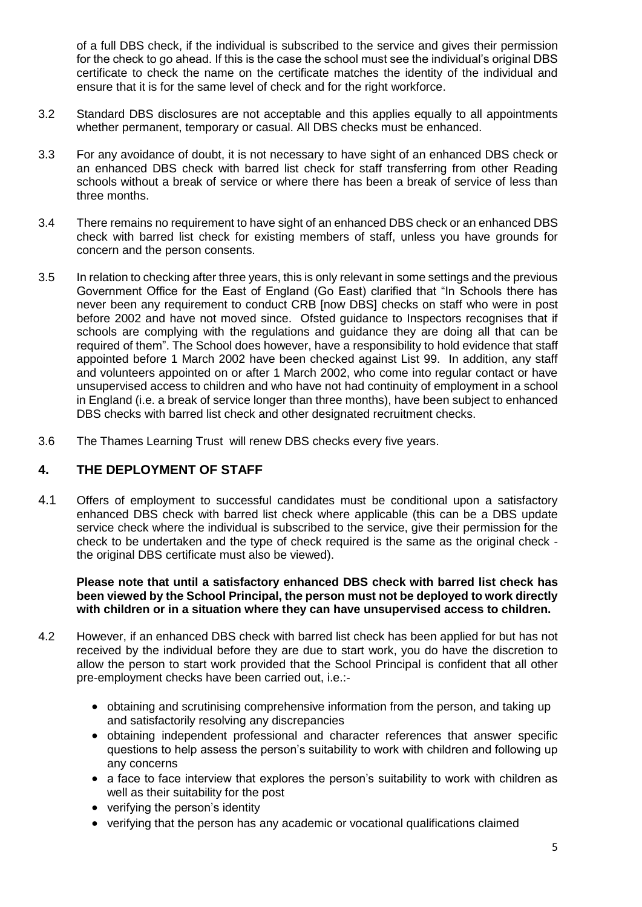of a full DBS check, if the individual is subscribed to the service and gives their permission for the check to go ahead. If this is the case the school must see the individual's original DBS certificate to check the name on the certificate matches the identity of the individual and ensure that it is for the same level of check and for the right workforce.

3.2 Standard DBS disclosures are not acceptable and this applies equally to all appointments whether permanent, temporary or casual. All DBS checks must be enhanced.

3.3 For any avoidance of doubt, it is not necessary to have sight of an enhanced DBS check or an enhanced DBS check with barred list check for staff transferring from other Reading schools without a break of service or where there has been a break of service of less than three months.

3.4 There remains no requirement to have sight of an enhanced DBS check or an enhanced DBS check with barred list check for existing members of staff, unless you have grounds for concern and the person consents.

3.5 In relation to checking after three years, this is only relevant in some settings and the previous Government Office for the East of England (Go East) clarified that "In Schools there has never been any requirement to conduct CRB [now DBS] checks on staff who were in post before 2002 and have not moved since. Ofsted guidance to Inspectors recognises that if schools are complying with the regulations and guidance they are doing all that can be required of them". The School does however, have a responsibility to hold evidence that staff appointed before 1 March 2002 have been checked against List 99. In addition, any staff and volunteers appointed on or after 1 March 2002, who come into regular contact or have unsupervised access to children and who have not had continuity of employment in a school in England (i.e. a break of service longer than three months), have been subject to enhanced DBS checks with barred list check and other designated recruitment checks.

3.6 The Thames Learning Trust will renew DBS checks every five years.

## 4. THE DEPLOYMENT OF STAFF

4.1 Offers of employment to successful candidates must be conditional upon a satisfactory enhanced DBS check with barred list check where applicable (this can be a DBS update service check where the individual is subscribed to the service, give their permission for the check to be undertaken and the type of check required is the same as the original check - the original DBS certificate must also be viewed).

**Please note that until a satisfactory enhanced DBS check with barred list check has been viewed by the School Principal, the person must not be deployed to work directly with children or in a situation where they can have unsupervised access to children.**

4.2 However, if an enhanced DBS check with barred list check has been applied for but has not received by the individual before they are due to start work, you do have the discretion to allow the person to start work provided that the School Principal is confident that all other pre-employment checks have been carried out, i.e.:-

- obtaining and scrutinising comprehensive information from the person, and taking up and satisfactorily resolving any discrepancies
- obtaining independent professional and character references that answer specific questions to help assess the person's suitability to work with children and following up any concerns
- a face to face interview that explores the person's suitability to work with children as well as their suitability for the post
- verifying the person's identity
- verifying that the person has any academic or vocational qualifications claimed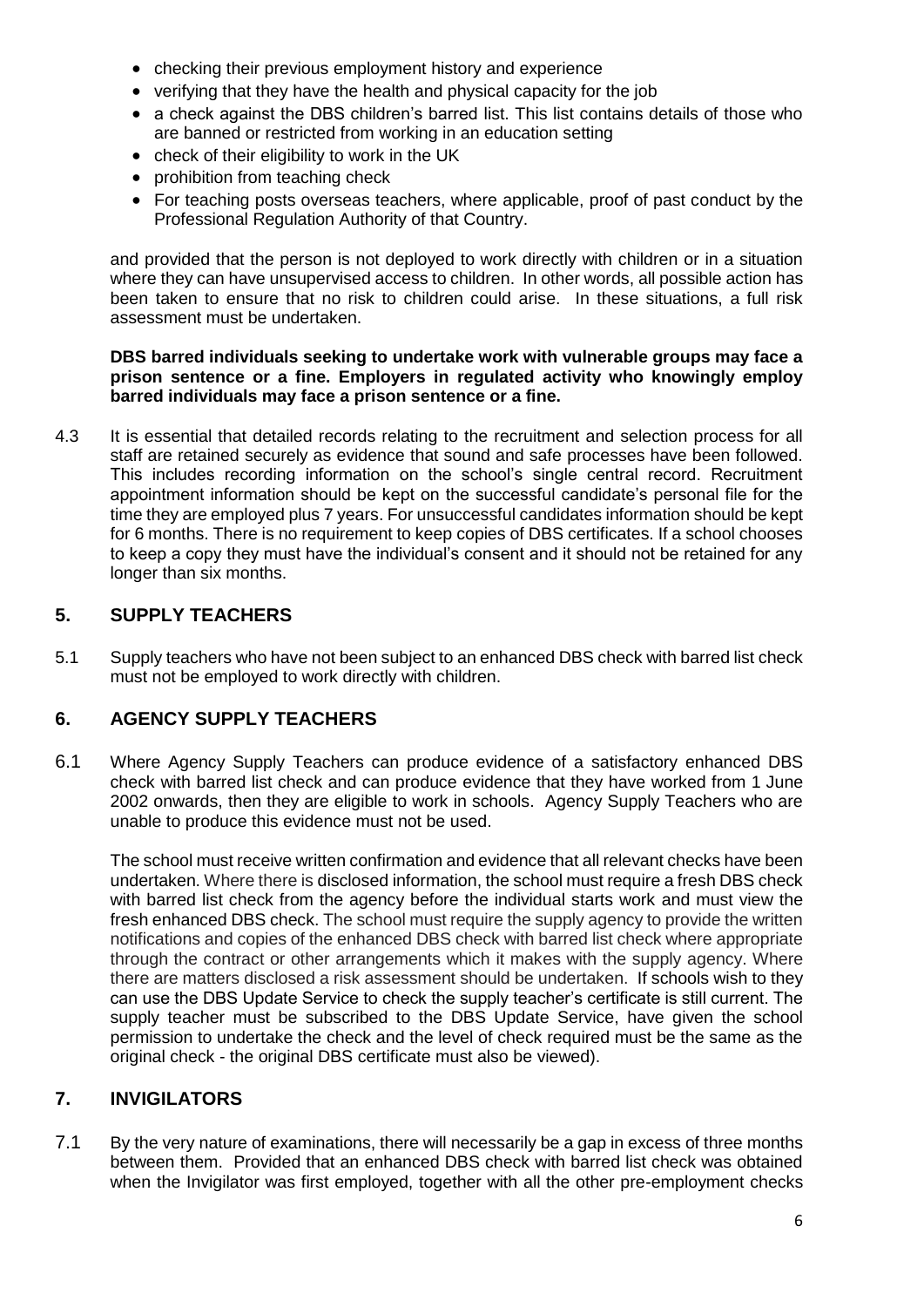- checking their previous employment history and experience
- verifying that they have the health and physical capacity for the job
- a check against the DBS children's barred list. This list contains details of those who are banned or restricted from working in an education setting
- check of their eligibility to work in the UK
- prohibition from teaching check
- For teaching posts overseas teachers, where applicable, proof of past conduct by the Professional Regulation Authority of that Country.

and provided that the person is not deployed to work directly with children or in a situation where they can have unsupervised access to children. In other words, all possible action has been taken to ensure that no risk to children could arise. In these situations, a full risk assessment must be undertaken.

**DBS barred individuals seeking to undertake work with vulnerable groups may face a prison sentence or a fine. Employers in regulated activity who knowingly employ barred individuals may face a prison sentence or a fine.**

4.3 It is essential that detailed records relating to the recruitment and selection process for all staff are retained securely as evidence that sound and safe processes have been followed. This includes recording information on the school's single central record. Recruitment appointment information should be kept on the successful candidate's personal file for the time they are employed plus 7 years. For unsuccessful candidates information should be kept for 6 months. There is no requirement to keep copies of DBS certificates. If a school chooses to keep a copy they must have the individual's consent and it should not be retained for any longer than six months.

## 5. SUPPLY TEACHERS

5.1 Supply teachers who have not been subject to an enhanced DBS check with barred list check must not be employed to work directly with children.

## 6. AGENCY SUPPLY TEACHERS

6.1 Where Agency Supply Teachers can produce evidence of a satisfactory enhanced DBS check with barred list check and can produce evidence that they have worked from 1 June 2002 onwards, then they are eligible to work in schools. Agency Supply Teachers who are unable to produce this evidence must not be used.

The school must receive written confirmation and evidence that all relevant checks have been undertaken. Where there is disclosed information, the school must require a fresh DBS check with barred list check from the agency before the individual starts work and must view the fresh enhanced DBS check. The school must require the supply agency to provide the written notifications and copies of the enhanced DBS check with barred list check where appropriate through the contract or other arrangements which it makes with the supply agency. Where there are matters disclosed a risk assessment should be undertaken. If schools wish to they can use the DBS Update Service to check the supply teacher's certificate is still current. The supply teacher must be subscribed to the DBS Update Service, have given the school permission to undertake the check and the level of check required must be the same as the original check - the original DBS certificate must also be viewed).

## 7. INVIGILATORS

7.1 By the very nature of examinations, there will necessarily be a gap in excess of three months between them. Provided that an enhanced DBS check with barred list check was obtained when the Invigilator was first employed, together with all the other pre-employment checks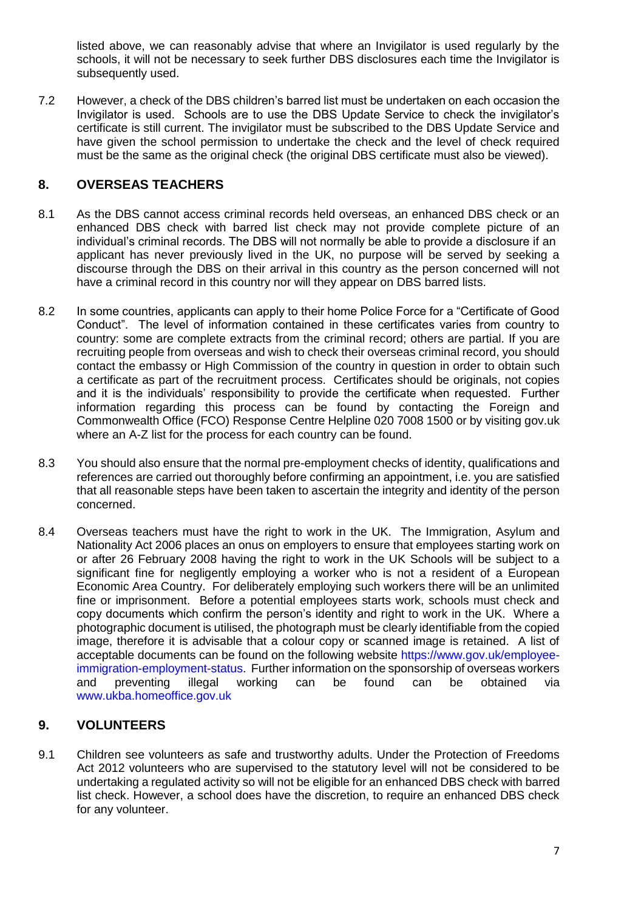listed above, we can reasonably advise that where an Invigilator is used regularly by the schools, it will not be necessary to seek further DBS disclosures each time the Invigilator is subsequently used.

7.2 However, a check of the DBS children's barred list must be undertaken on each occasion the Invigilator is used. Schools are to use the DBS Update Service to check the invigilator's certificate is still current. The invigilator must be subscribed to the DBS Update Service and have given the school permission to undertake the check and the level of check required must be the same as the original check (the original DBS certificate must also be viewed).

## 8. OVERSEAS TEACHERS

8.1 As the DBS cannot access criminal records held overseas, an enhanced DBS check or an enhanced DBS check with barred list check may not provide complete picture of an individual's criminal records. The DBS will not normally be able to provide a disclosure if an applicant has never previously lived in the UK, no purpose will be served by seeking a discourse through the DBS on their arrival in this country as the person concerned will not have a criminal record in this country nor will they appear on DBS barred lists.

8.2 In some countries, applicants can apply to their home Police Force for a "Certificate of Good Conduct". The level of information contained in these certificates varies from country to country: some are complete extracts from the criminal record; others are partial. If you are recruiting people from overseas and wish to check their overseas criminal record, you should contact the embassy or High Commission of the country in question in order to obtain such a certificate as part of the recruitment process. Certificates should be originals, not copies and it is the individuals' responsibility to provide the certificate when requested. Further information regarding this process can be found by contacting the Foreign and Commonwealth Office (FCO) Response Centre Helpline 020 7008 1500 or by visiting gov.uk where an A-Z list for the process for each country can be found.

8.3 You should also ensure that the normal pre-employment checks of identity, qualifications and references are carried out thoroughly before confirming an appointment, i.e. you are satisfied that all reasonable steps have been taken to ascertain the integrity and identity of the person concerned.

8.4 Overseas teachers must have the right to work in the UK. The Immigration, Asylum and Nationality Act 2006 places an onus on employers to ensure that employees starting work on or after 26 February 2008 having the right to work in the UK Schools will be subject to a significant fine for negligently employing a worker who is not a resident of a European Economic Area Country. For deliberately employing such workers there will be an unlimited fine or imprisonment. Before a potential employees starts work, schools must check and copy documents which confirm the person's identity and right to work in the UK. Where a photographic document is utilised, the photograph must be clearly identifiable from the copied image, therefore it is advisable that a colour copy or scanned image is retained. A list of acceptable documents can be found on the following website https://www.gov.uk/employee-immigration-employment-status. Further information on the sponsorship of overseas workers and preventing illegal working can be found can be obtained via www.ukba.homeoffice.gov.uk

## 9. VOLUNTEERS

9.1 Children see volunteers as safe and trustworthy adults. Under the Protection of Freedoms Act 2012 volunteers who are supervised to the statutory level will not be considered to be undertaking a regulated activity so will not be eligible for an enhanced DBS check with barred list check. However, a school does have the discretion, to require an enhanced DBS check for any volunteer.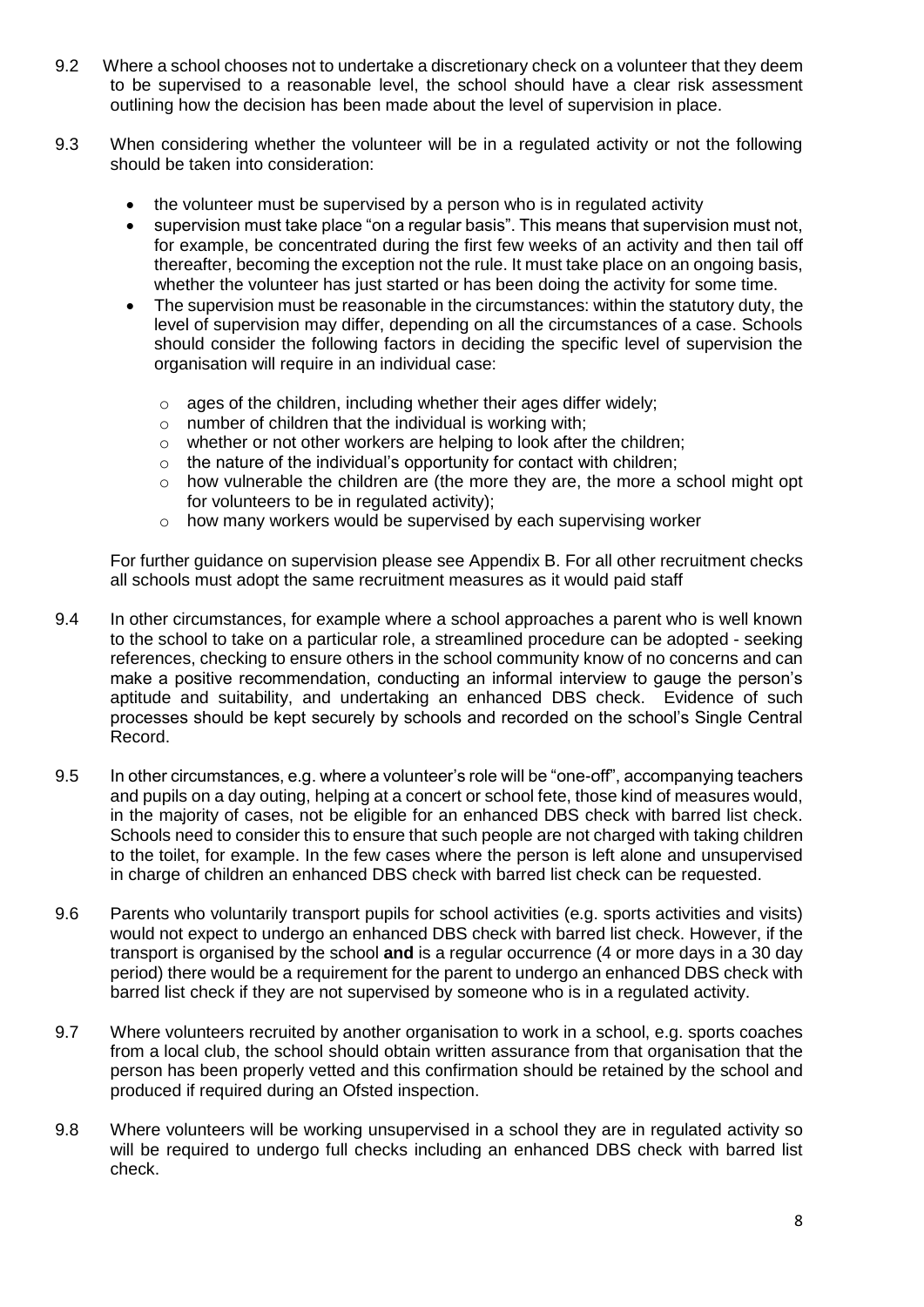9.2 Where a school chooses not to undertake a discretionary check on a volunteer that they deem to be supervised to a reasonable level, the school should have a clear risk assessment outlining how the decision has been made about the level of supervision in place.

9.3 When considering whether the volunteer will be in a regulated activity or not the following should be taken into consideration:

- the volunteer must be supervised by a person who is in regulated activity
- supervision must take place "on a regular basis". This means that supervision must not, for example, be concentrated during the first few weeks of an activity and then tail off thereafter, becoming the exception not the rule. It must take place on an ongoing basis, whether the volunteer has just started or has been doing the activity for some time.
- The supervision must be reasonable in the circumstances: within the statutory duty, the level of supervision may differ, depending on all the circumstances of a case. Schools should consider the following factors in deciding the specific level of supervision the organisation will require in an individual case:
  - ages of the children, including whether their ages differ widely;
  - number of children that the individual is working with;
  - whether or not other workers are helping to look after the children;
  - the nature of the individual's opportunity for contact with children;
  - how vulnerable the children are (the more they are, the more a school might opt for volunteers to be in regulated activity);
  - how many workers would be supervised by each supervising worker

For further guidance on supervision please see Appendix B. For all other recruitment checks all schools must adopt the same recruitment measures as it would paid staff

9.4 In other circumstances, for example where a school approaches a parent who is well known to the school to take on a particular role, a streamlined procedure can be adopted - seeking references, checking to ensure others in the school community know of no concerns and can make a positive recommendation, conducting an informal interview to gauge the person's aptitude and suitability, and undertaking an enhanced DBS check. Evidence of such processes should be kept securely by schools and recorded on the school's Single Central Record.

9.5 In other circumstances, e.g. where a volunteer's role will be "one-off", accompanying teachers and pupils on a day outing, helping at a concert or school fete, those kind of measures would, in the majority of cases, not be eligible for an enhanced DBS check with barred list check. Schools need to consider this to ensure that such people are not charged with taking children to the toilet, for example. In the few cases where the person is left alone and unsupervised in charge of children an enhanced DBS check with barred list check can be requested.

9.6 Parents who voluntarily transport pupils for school activities (e.g. sports activities and visits) would not expect to undergo an enhanced DBS check with barred list check. However, if the transport is organised by the school **and** is a regular occurrence (4 or more days in a 30 day period) there would be a requirement for the parent to undergo an enhanced DBS check with barred list check if they are not supervised by someone who is in a regulated activity.

9.7 Where volunteers recruited by another organisation to work in a school, e.g. sports coaches from a local club, the school should obtain written assurance from that organisation that the person has been properly vetted and this confirmation should be retained by the school and produced if required during an Ofsted inspection.

9.8 Where volunteers will be working unsupervised in a school they are in regulated activity so will be required to undergo full checks including an enhanced DBS check with barred list check.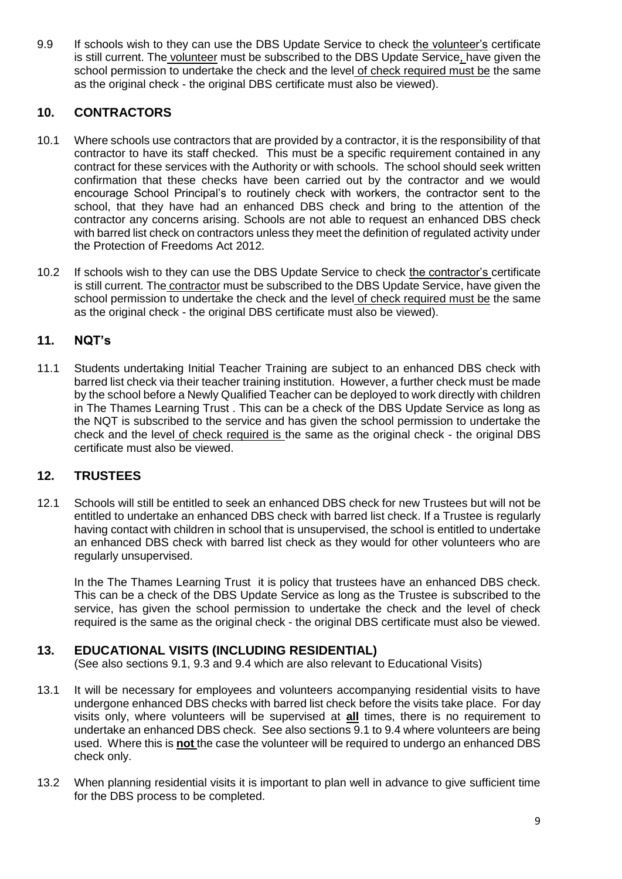9.9 If schools wish to they can use the DBS Update Service to check the volunteer's certificate is still current. The volunteer must be subscribed to the DBS Update Service, have given the school permission to undertake the check and the level of check required must be the same as the original check - the original DBS certificate must also be viewed).

## 10. CONTRACTORS

10.1 Where schools use contractors that are provided by a contractor, it is the responsibility of that contractor to have its staff checked. This must be a specific requirement contained in any contract for these services with the Authority or with schools. The school should seek written confirmation that these checks have been carried out by the contractor and we would encourage School Principal's to routinely check with workers, the contractor sent to the school, that they have had an enhanced DBS check and bring to the attention of the contractor any concerns arising. Schools are not able to request an enhanced DBS check with barred list check on contractors unless they meet the definition of regulated activity under the Protection of Freedoms Act 2012.

10.2 If schools wish to they can use the DBS Update Service to check the contractor's certificate is still current. The contractor must be subscribed to the DBS Update Service, have given the school permission to undertake the check and the level of check required must be the same as the original check - the original DBS certificate must also be viewed).

## 11. NQT's

11.1 Students undertaking Initial Teacher Training are subject to an enhanced DBS check with barred list check via their teacher training institution. However, a further check must be made by the school before a Newly Qualified Teacher can be deployed to work directly with children in The Thames Learning Trust . This can be a check of the DBS Update Service as long as the NQT is subscribed to the service and has given the school permission to undertake the check and the level of check required is the same as the original check - the original DBS certificate must also be viewed.

## 12. TRUSTEES

12.1 Schools will still be entitled to seek an enhanced DBS check for new Trustees but will not be entitled to undertake an enhanced DBS check with barred list check. If a Trustee is regularly having contact with children in school that is unsupervised, the school is entitled to undertake an enhanced DBS check with barred list check as they would for other volunteers who are regularly unsupervised.

In the The Thames Learning Trust it is policy that trustees have an enhanced DBS check. This can be a check of the DBS Update Service as long as the Trustee is subscribed to the service, has given the school permission to undertake the check and the level of check required is the same as the original check - the original DBS certificate must also be viewed.

## 13. EDUCATIONAL VISITS (INCLUDING RESIDENTIAL)

(See also sections 9.1, 9.3 and 9.4 which are also relevant to Educational Visits)

13.1 It will be necessary for employees and volunteers accompanying residential visits to have undergone enhanced DBS checks with barred list check before the visits take place. For day visits only, where volunteers will be supervised at **all** times, there is no requirement to undertake an enhanced DBS check. See also sections 9.1 to 9.4 where volunteers are being used. Where this is **not** the case the volunteer will be required to undergo an enhanced DBS check only.

13.2 When planning residential visits it is important to plan well in advance to give sufficient time for the DBS process to be completed.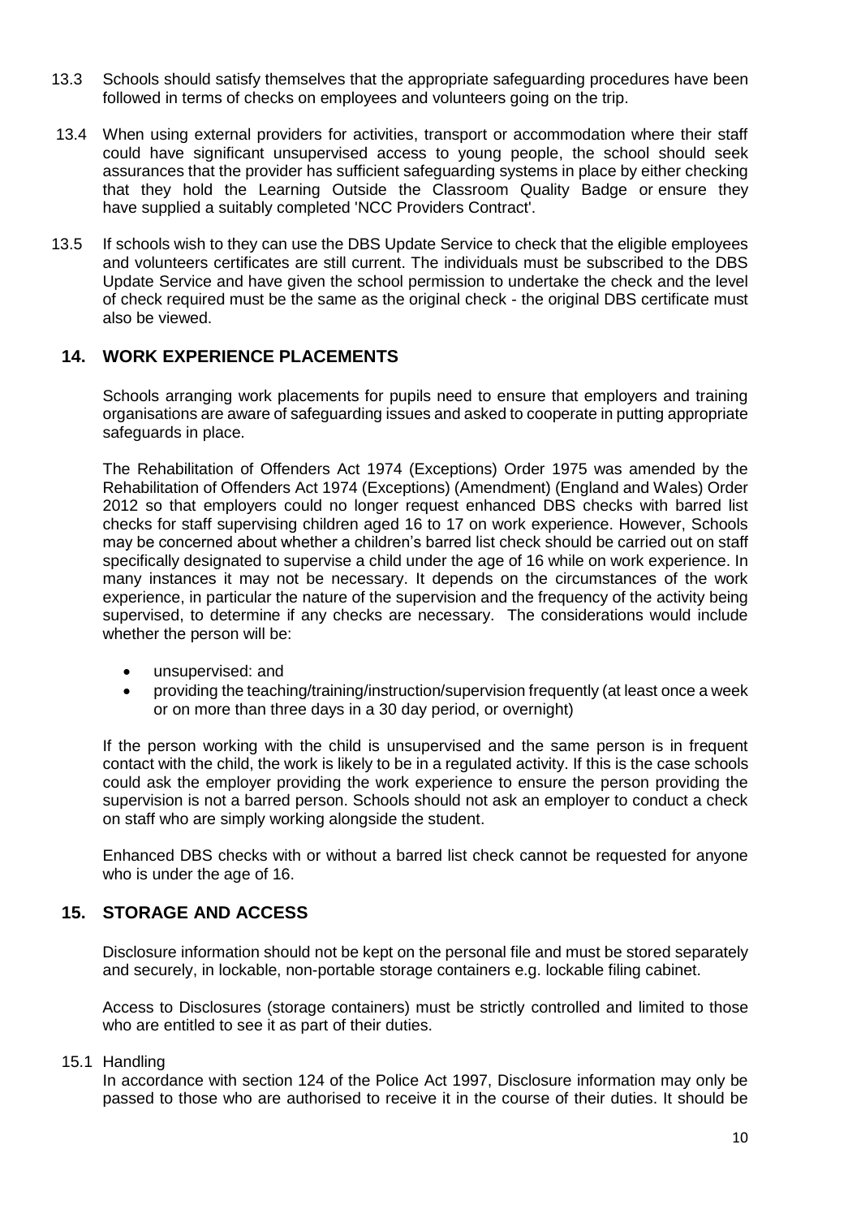13.3 Schools should satisfy themselves that the appropriate safeguarding procedures have been followed in terms of checks on employees and volunteers going on the trip.

13.4 When using external providers for activities, transport or accommodation where their staff could have significant unsupervised access to young people, the school should seek assurances that the provider has sufficient safeguarding systems in place by either checking that they hold the Learning Outside the Classroom Quality Badge or ensure they have supplied a suitably completed 'NCC Providers Contract'.

13.5 If schools wish to they can use the DBS Update Service to check that the eligible employees and volunteers certificates are still current. The individuals must be subscribed to the DBS Update Service and have given the school permission to undertake the check and the level of check required must be the same as the original check - the original DBS certificate must also be viewed.

## 14. WORK EXPERIENCE PLACEMENTS

Schools arranging work placements for pupils need to ensure that employers and training organisations are aware of safeguarding issues and asked to cooperate in putting appropriate safeguards in place.

The Rehabilitation of Offenders Act 1974 (Exceptions) Order 1975 was amended by the Rehabilitation of Offenders Act 1974 (Exceptions) (Amendment) (England and Wales) Order 2012 so that employers could no longer request enhanced DBS checks with barred list checks for staff supervising children aged 16 to 17 on work experience. However, Schools may be concerned about whether a children's barred list check should be carried out on staff specifically designated to supervise a child under the age of 16 while on work experience. In many instances it may not be necessary. It depends on the circumstances of the work experience, in particular the nature of the supervision and the frequency of the activity being supervised, to determine if any checks are necessary. The considerations would include whether the person will be:

- unsupervised: and
- providing the teaching/training/instruction/supervision frequently (at least once a week or on more than three days in a 30 day period, or overnight)

If the person working with the child is unsupervised and the same person is in frequent contact with the child, the work is likely to be in a regulated activity. If this is the case schools could ask the employer providing the work experience to ensure the person providing the supervision is not a barred person. Schools should not ask an employer to conduct a check on staff who are simply working alongside the student.

Enhanced DBS checks with or without a barred list check cannot be requested for anyone who is under the age of 16.

## 15. STORAGE AND ACCESS

Disclosure information should not be kept on the personal file and must be stored separately and securely, in lockable, non-portable storage containers e.g. lockable filing cabinet.

Access to Disclosures (storage containers) must be strictly controlled and limited to those who are entitled to see it as part of their duties.

15.1 Handling

In accordance with section 124 of the Police Act 1997, Disclosure information may only be passed to those who are authorised to receive it in the course of their duties. It should be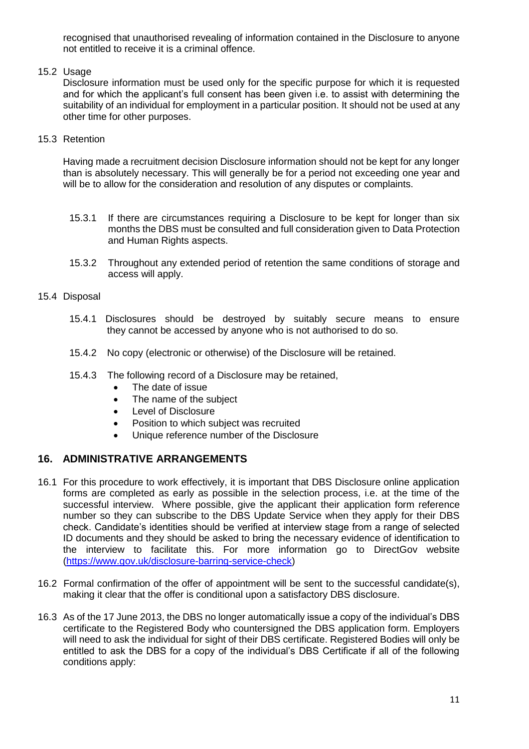recognised that unauthorised revealing of information contained in the Disclosure to anyone not entitled to receive it is a criminal offence.

15.2 Usage

Disclosure information must be used only for the specific purpose for which it is requested and for which the applicant's full consent has been given i.e. to assist with determining the suitability of an individual for employment in a particular position. It should not be used at any other time for other purposes.

15.3 Retention

Having made a recruitment decision Disclosure information should not be kept for any longer than is absolutely necessary. This will generally be for a period not exceeding one year and will be to allow for the consideration and resolution of any disputes or complaints.

15.3.1 If there are circumstances requiring a Disclosure to be kept for longer than six months the DBS must be consulted and full consideration given to Data Protection and Human Rights aspects.

15.3.2 Throughout any extended period of retention the same conditions of storage and access will apply.

15.4 Disposal

15.4.1 Disclosures should be destroyed by suitably secure means to ensure they cannot be accessed by anyone who is not authorised to do so.

15.4.2 No copy (electronic or otherwise) of the Disclosure will be retained.

15.4.3 The following record of a Disclosure may be retained,

- The date of issue
- The name of the subject
- Level of Disclosure
- Position to which subject was recruited
- Unique reference number of the Disclosure

## 16. ADMINISTRATIVE ARRANGEMENTS

16.1 For this procedure to work effectively, it is important that DBS Disclosure online application forms are completed as early as possible in the selection process, i.e. at the time of the successful interview. Where possible, give the applicant their application form reference number so they can subscribe to the DBS Update Service when they apply for their DBS check. Candidate's identities should be verified at interview stage from a range of selected ID documents and they should be asked to bring the necessary evidence of identification to the interview to facilitate this. For more information go to DirectGov website (https://www.gov.uk/disclosure-barring-service-check)

16.2 Formal confirmation of the offer of appointment will be sent to the successful candidate(s), making it clear that the offer is conditional upon a satisfactory DBS disclosure.

16.3 As of the 17 June 2013, the DBS no longer automatically issue a copy of the individual's DBS certificate to the Registered Body who countersigned the DBS application form. Employers will need to ask the individual for sight of their DBS certificate. Registered Bodies will only be entitled to ask the DBS for a copy of the individual's DBS Certificate if all of the following conditions apply: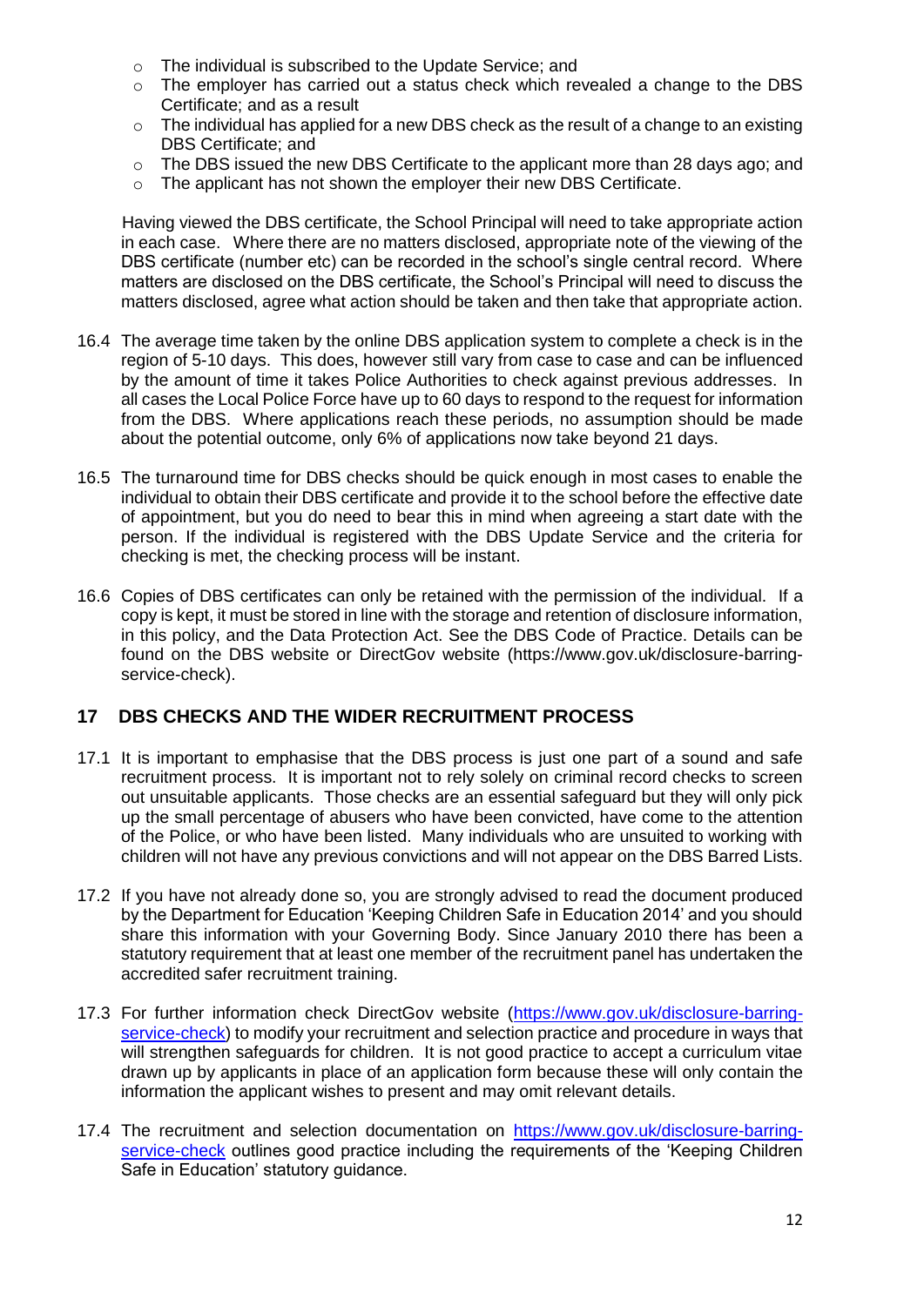- The individual is subscribed to the Update Service; and
- The employer has carried out a status check which revealed a change to the DBS Certificate; and as a result
- The individual has applied for a new DBS check as the result of a change to an existing DBS Certificate; and
- The DBS issued the new DBS Certificate to the applicant more than 28 days ago; and
- The applicant has not shown the employer their new DBS Certificate.

Having viewed the DBS certificate, the School Principal will need to take appropriate action in each case. Where there are no matters disclosed, appropriate note of the viewing of the DBS certificate (number etc) can be recorded in the school's single central record. Where matters are disclosed on the DBS certificate, the School's Principal will need to discuss the matters disclosed, agree what action should be taken and then take that appropriate action.

16.4 The average time taken by the online DBS application system to complete a check is in the region of 5-10 days. This does, however still vary from case to case and can be influenced by the amount of time it takes Police Authorities to check against previous addresses. In all cases the Local Police Force have up to 60 days to respond to the request for information from the DBS. Where applications reach these periods, no assumption should be made about the potential outcome, only 6% of applications now take beyond 21 days.

16.5 The turnaround time for DBS checks should be quick enough in most cases to enable the individual to obtain their DBS certificate and provide it to the school before the effective date of appointment, but you do need to bear this in mind when agreeing a start date with the person. If the individual is registered with the DBS Update Service and the criteria for checking is met, the checking process will be instant.

16.6 Copies of DBS certificates can only be retained with the permission of the individual. If a copy is kept, it must be stored in line with the storage and retention of disclosure information, in this policy, and the Data Protection Act. See the DBS Code of Practice. Details can be found on the DBS website or DirectGov website (https://www.gov.uk/disclosure-barring-service-check).

## 17 DBS CHECKS AND THE WIDER RECRUITMENT PROCESS

17.1 It is important to emphasise that the DBS process is just one part of a sound and safe recruitment process. It is important not to rely solely on criminal record checks to screen out unsuitable applicants. Those checks are an essential safeguard but they will only pick up the small percentage of abusers who have been convicted, have come to the attention of the Police, or who have been listed. Many individuals who are unsuited to working with children will not have any previous convictions and will not appear on the DBS Barred Lists.

17.2 If you have not already done so, you are strongly advised to read the document produced by the Department for Education 'Keeping Children Safe in Education 2014' and you should share this information with your Governing Body. Since January 2010 there has been a statutory requirement that at least one member of the recruitment panel has undertaken the accredited safer recruitment training.

17.3 For further information check DirectGov website (https://www.gov.uk/disclosure-barring-service-check) to modify your recruitment and selection practice and procedure in ways that will strengthen safeguards for children. It is not good practice to accept a curriculum vitae drawn up by applicants in place of an application form because these will only contain the information the applicant wishes to present and may omit relevant details.

17.4 The recruitment and selection documentation on https://www.gov.uk/disclosure-barring-service-check outlines good practice including the requirements of the 'Keeping Children Safe in Education' statutory guidance.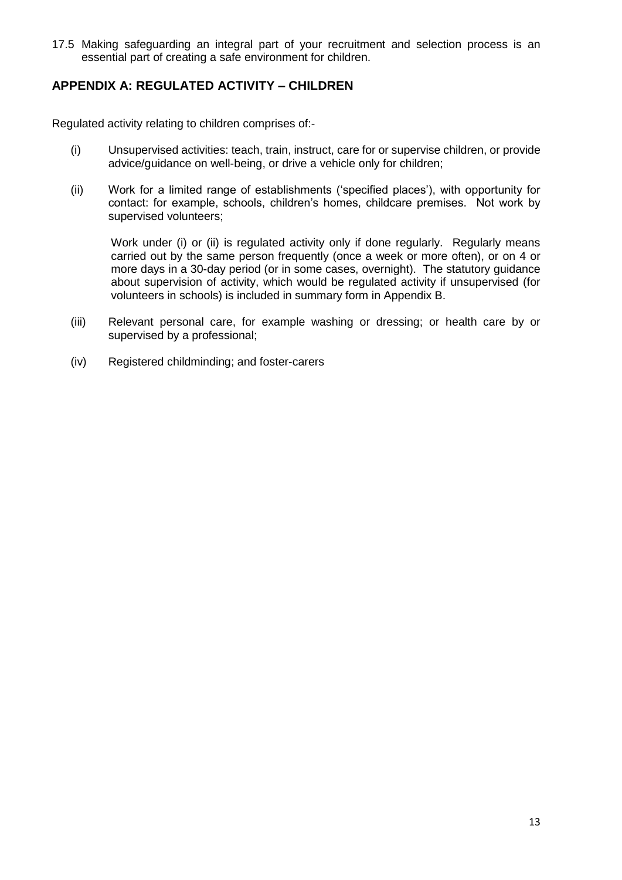17.5 Making safeguarding an integral part of your recruitment and selection process is an essential part of creating a safe environment for children.

## APPENDIX A: REGULATED ACTIVITY – CHILDREN

Regulated activity relating to children comprises of:-

(i) Unsupervised activities: teach, train, instruct, care for or supervise children, or provide advice/guidance on well-being, or drive a vehicle only for children;

(ii) Work for a limited range of establishments ('specified places'), with opportunity for contact: for example, schools, children's homes, childcare premises. Not work by supervised volunteers;

Work under (i) or (ii) is regulated activity only if done regularly. Regularly means carried out by the same person frequently (once a week or more often), or on 4 or more days in a 30-day period (or in some cases, overnight). The statutory guidance about supervision of activity, which would be regulated activity if unsupervised (for volunteers in schools) is included in summary form in Appendix B.

(iii) Relevant personal care, for example washing or dressing; or health care by or supervised by a professional;

(iv) Registered childminding; and foster-carers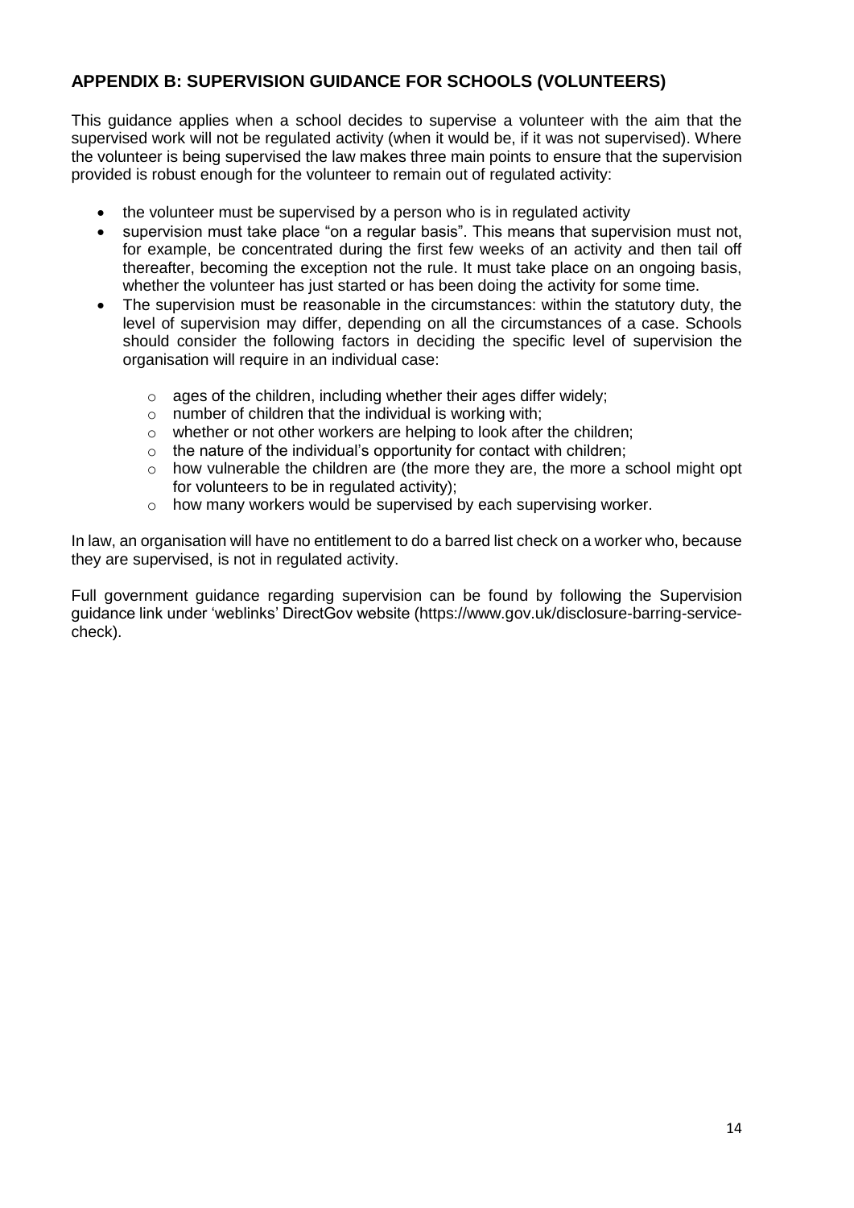## APPENDIX B: SUPERVISION GUIDANCE FOR SCHOOLS (VOLUNTEERS)

This guidance applies when a school decides to supervise a volunteer with the aim that the supervised work will not be regulated activity (when it would be, if it was not supervised). Where the volunteer is being supervised the law makes three main points to ensure that the supervision provided is robust enough for the volunteer to remain out of regulated activity:

- the volunteer must be supervised by a person who is in regulated activity
- supervision must take place "on a regular basis". This means that supervision must not, for example, be concentrated during the first few weeks of an activity and then tail off thereafter, becoming the exception not the rule. It must take place on an ongoing basis, whether the volunteer has just started or has been doing the activity for some time.
- The supervision must be reasonable in the circumstances: within the statutory duty, the level of supervision may differ, depending on all the circumstances of a case. Schools should consider the following factors in deciding the specific level of supervision the organisation will require in an individual case:
  - ages of the children, including whether their ages differ widely;
  - number of children that the individual is working with;
  - whether or not other workers are helping to look after the children;
  - the nature of the individual's opportunity for contact with children;
  - how vulnerable the children are (the more they are, the more a school might opt for volunteers to be in regulated activity);
  - how many workers would be supervised by each supervising worker.

In law, an organisation will have no entitlement to do a barred list check on a worker who, because they are supervised, is not in regulated activity.

Full government guidance regarding supervision can be found by following the Supervision guidance link under 'weblinks' DirectGov website (https://www.gov.uk/disclosure-barring-service-check).